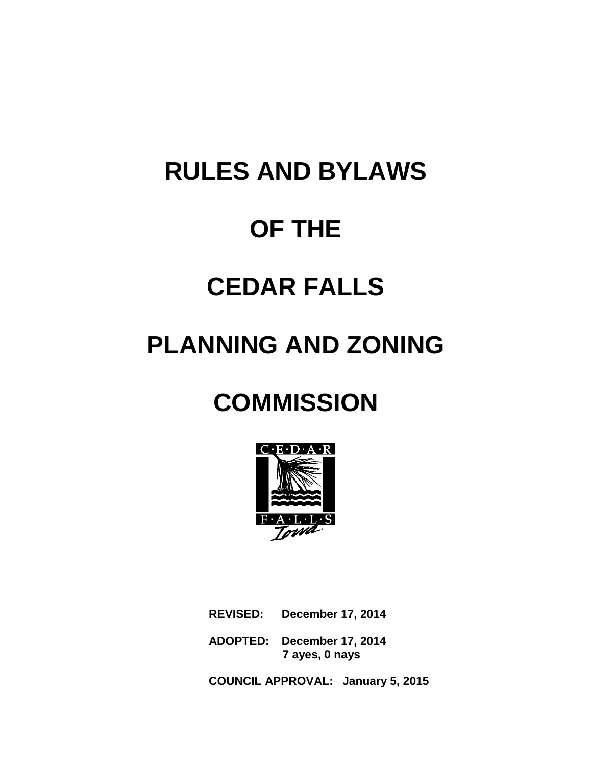# RULES AND BYLAWS

# OF THE

# CEDAR FALLS

# PLANNING AND ZONING

# COMMISSION

**REVISED:** **December 17, 2014**

**ADOPTED:** **December 17, 2014**
**7 ayes, 0 nays**

**COUNCIL APPROVAL:** **January 5, 2015**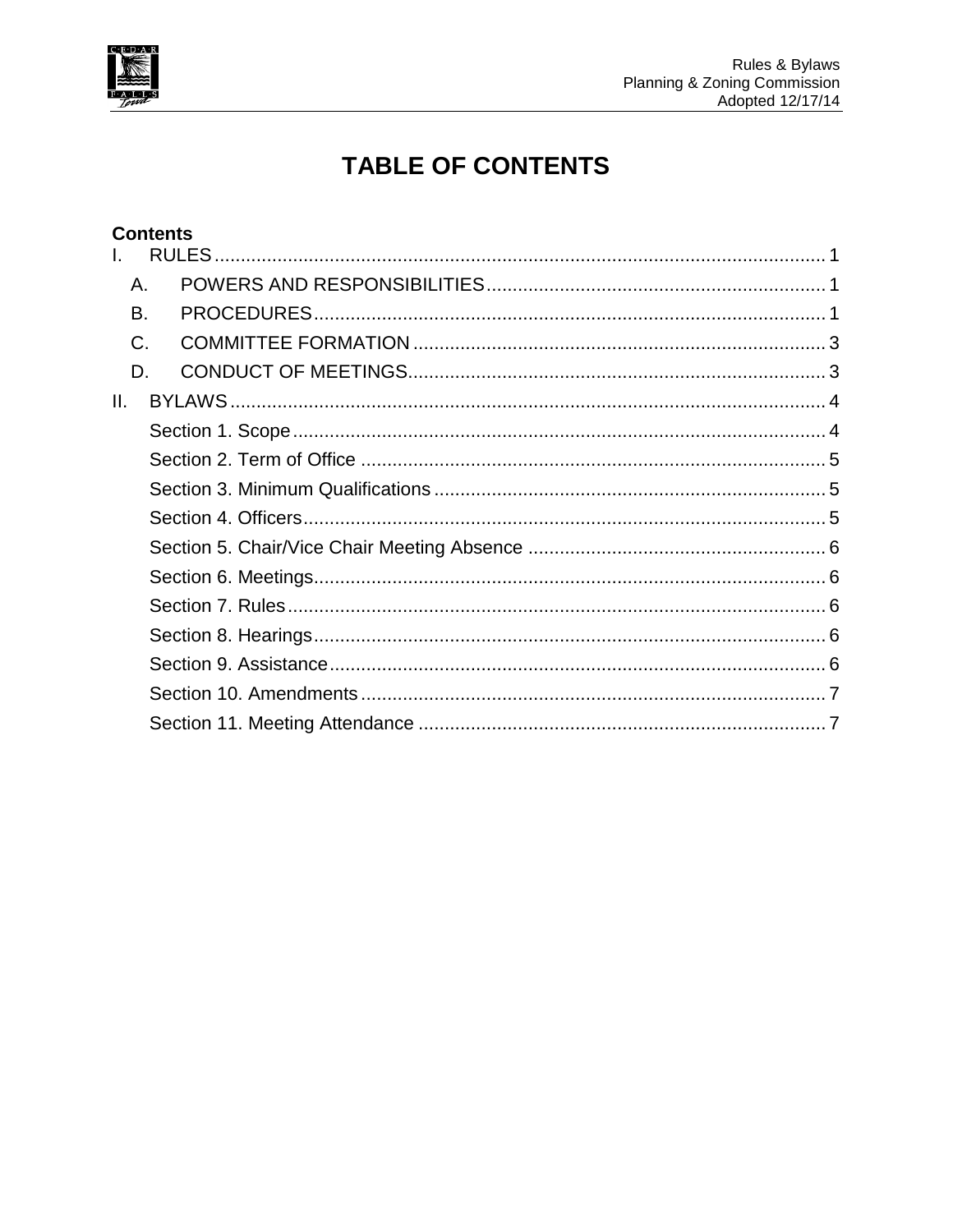# TABLE OF CONTENTS

**Contents**

I. RULES ..... 1

- A. POWERS AND RESPONSIBILITIES ..... 1
- B. PROCEDURES ..... 1
- C. COMMITTEE FORMATION ..... 3
- D. CONDUCT OF MEETINGS ..... 3

II. BYLAWS ..... 4

- Section 1. Scope ..... 4
- Section 2. Term of Office ..... 5
- Section 3. Minimum Qualifications ..... 5
- Section 4. Officers ..... 5
- Section 5. Chair/Vice Chair Meeting Absence ..... 6
- Section 6. Meetings ..... 6
- Section 7. Rules ..... 6
- Section 8. Hearings ..... 6
- Section 9. Assistance ..... 6
- Section 10. Amendments ..... 7
- Section 11. Meeting Attendance ..... 7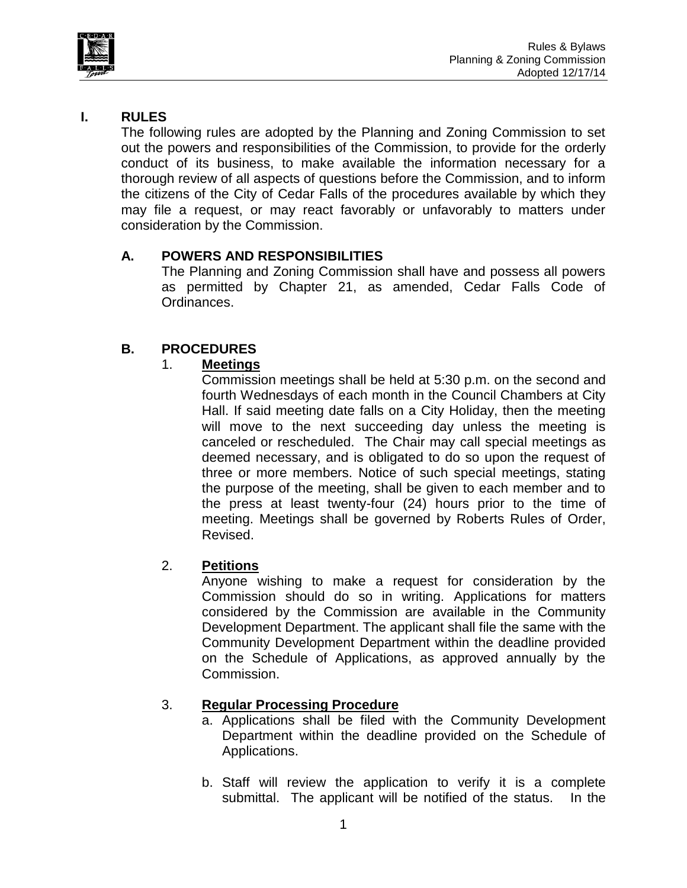# I. RULES

The following rules are adopted by the Planning and Zoning Commission to set out the powers and responsibilities of the Commission, to provide for the orderly conduct of its business, to make available the information necessary for a thorough review of all aspects of questions before the Commission, and to inform the citizens of the City of Cedar Falls of the procedures available by which they may file a request, or may react favorably or unfavorably to matters under consideration by the Commission.

## A. POWERS AND RESPONSIBILITIES

The Planning and Zoning Commission shall have and possess all powers as permitted by Chapter 21, as amended, Cedar Falls Code of Ordinances.

## B. PROCEDURES

### 1. Meetings

Commission meetings shall be held at 5:30 p.m. on the second and fourth Wednesdays of each month in the Council Chambers at City Hall. If said meeting date falls on a City Holiday, then the meeting will move to the next succeeding day unless the meeting is canceled or rescheduled. The Chair may call special meetings as deemed necessary, and is obligated to do so upon the request of three or more members. Notice of such special meetings, stating the purpose of the meeting, shall be given to each member and to the press at least twenty-four (24) hours prior to the time of meeting. Meetings shall be governed by Roberts Rules of Order, Revised.

### 2. Petitions

Anyone wishing to make a request for consideration by the Commission should do so in writing. Applications for matters considered by the Commission are available in the Community Development Department. The applicant shall file the same with the Community Development Department within the deadline provided on the Schedule of Applications, as approved annually by the Commission.

### 3. Regular Processing Procedure

a. Applications shall be filed with the Community Development Department within the deadline provided on the Schedule of Applications.

b. Staff will review the application to verify it is a complete submittal. The applicant will be notified of the status. In the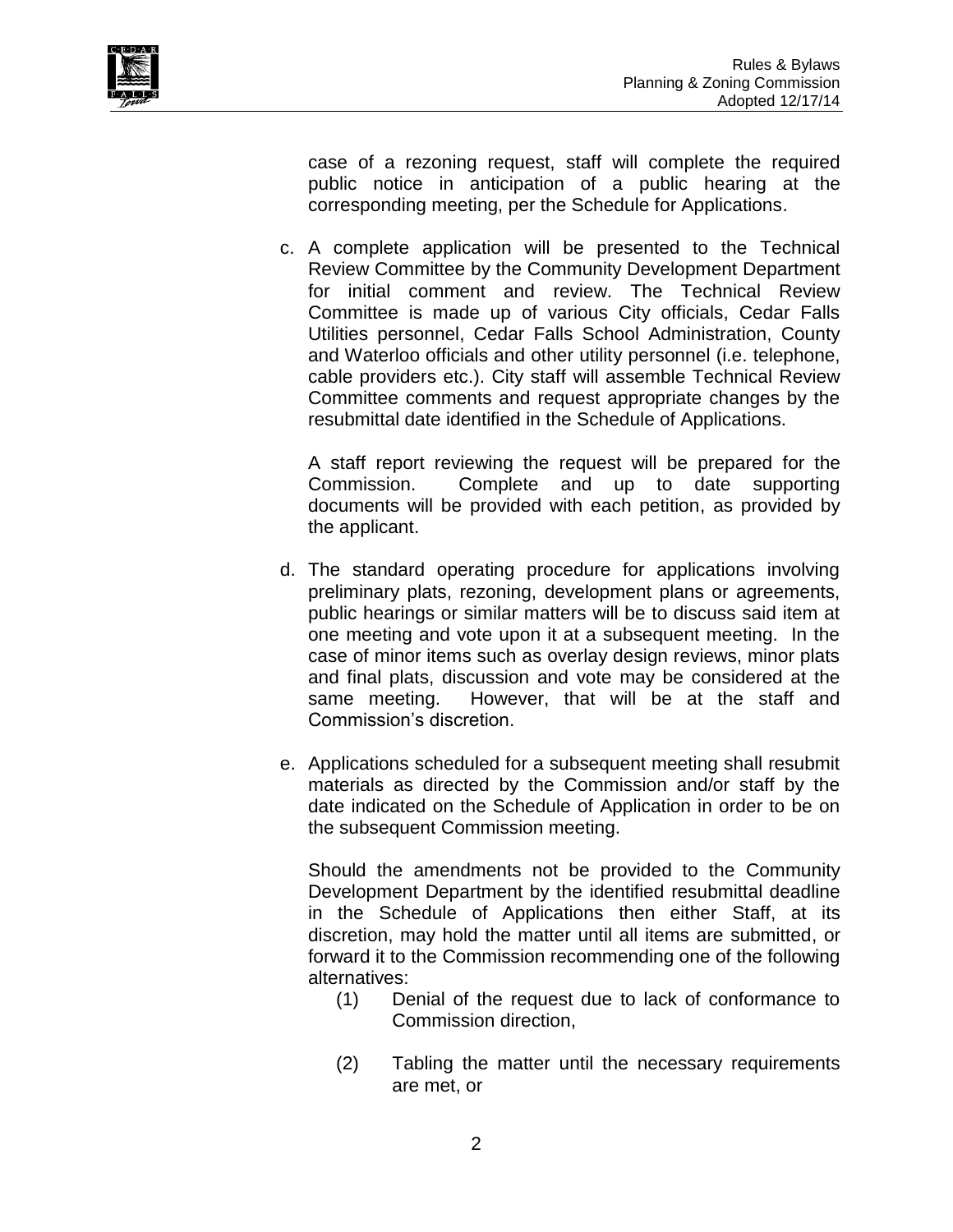case of a rezoning request, staff will complete the required public notice in anticipation of a public hearing at the corresponding meeting, per the Schedule for Applications.

c. A complete application will be presented to the Technical Review Committee by the Community Development Department for initial comment and review. The Technical Review Committee is made up of various City officials, Cedar Falls Utilities personnel, Cedar Falls School Administration, County and Waterloo officials and other utility personnel (i.e. telephone, cable providers etc.). City staff will assemble Technical Review Committee comments and request appropriate changes by the resubmittal date identified in the Schedule of Applications.

   A staff report reviewing the request will be prepared for the Commission. Complete and up to date supporting documents will be provided with each petition, as provided by the applicant.

d. The standard operating procedure for applications involving preliminary plats, rezoning, development plans or agreements, public hearings or similar matters will be to discuss said item at one meeting and vote upon it at a subsequent meeting. In the case of minor items such as overlay design reviews, minor plats and final plats, discussion and vote may be considered at the same meeting. However, that will be at the staff and Commission's discretion.

e. Applications scheduled for a subsequent meeting shall resubmit materials as directed by the Commission and/or staff by the date indicated on the Schedule of Application in order to be on the subsequent Commission meeting.

   Should the amendments not be provided to the Community Development Department by the identified resubmittal deadline in the Schedule of Applications then either Staff, at its discretion, may hold the matter until all items are submitted, or forward it to the Commission recommending one of the following alternatives:

   (1) Denial of the request due to lack of conformance to Commission direction,

   (2) Tabling the matter until the necessary requirements are met, or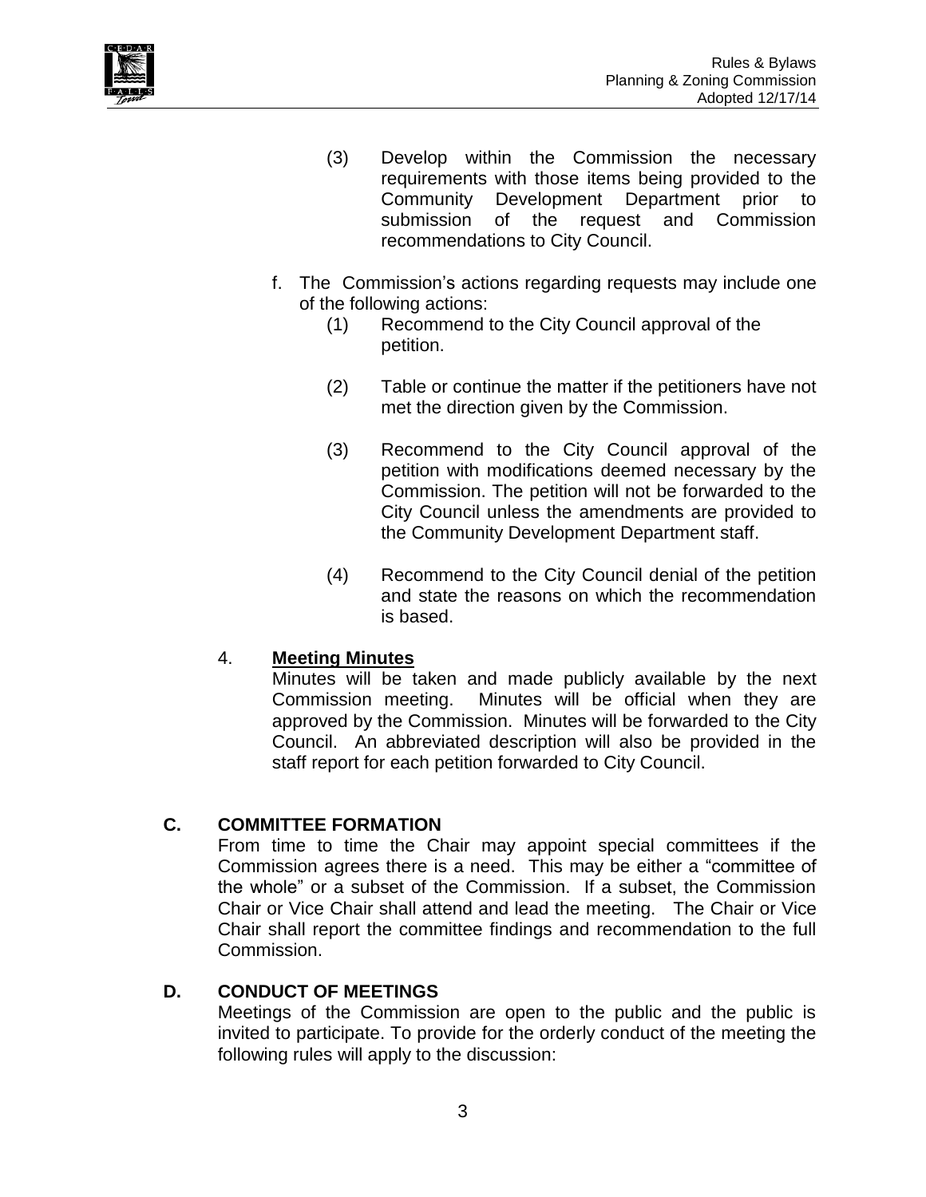(3) Develop within the Commission the necessary requirements with those items being provided to the Community Development Department prior to submission of the request and Commission recommendations to City Council.

f. The Commission's actions regarding requests may include one of the following actions:

   (1) Recommend to the City Council approval of the petition.

   (2) Table or continue the matter if the petitioners have not met the direction given by the Commission.

   (3) Recommend to the City Council approval of the petition with modifications deemed necessary by the Commission. The petition will not be forwarded to the City Council unless the amendments are provided to the Community Development Department staff.

   (4) Recommend to the City Council denial of the petition and state the reasons on which the recommendation is based.

4. **Meeting Minutes**

Minutes will be taken and made publicly available by the next Commission meeting. Minutes will be official when they are approved by the Commission. Minutes will be forwarded to the City Council. An abbreviated description will also be provided in the staff report for each petition forwarded to City Council.

## C. COMMITTEE FORMATION

From time to time the Chair may appoint special committees if the Commission agrees there is a need. This may be either a "committee of the whole" or a subset of the Commission. If a subset, the Commission Chair or Vice Chair shall attend and lead the meeting. The Chair or Vice Chair shall report the committee findings and recommendation to the full Commission.

## D. CONDUCT OF MEETINGS

Meetings of the Commission are open to the public and the public is invited to participate. To provide for the orderly conduct of the meeting the following rules will apply to the discussion: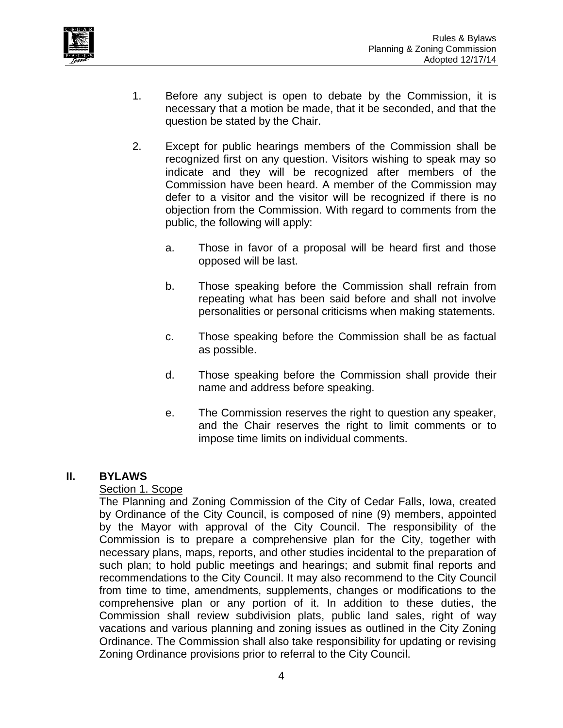1. Before any subject is open to debate by the Commission, it is necessary that a motion be made, that it be seconded, and that the question be stated by the Chair.

2. Except for public hearings members of the Commission shall be recognized first on any question. Visitors wishing to speak may so indicate and they will be recognized after members of the Commission have been heard. A member of the Commission may defer to a visitor and the visitor will be recognized if there is no objection from the Commission. With regard to comments from the public, the following will apply:

   a. Those in favor of a proposal will be heard first and those opposed will be last.

   b. Those speaking before the Commission shall refrain from repeating what has been said before and shall not involve personalities or personal criticisms when making statements.

   c. Those speaking before the Commission shall be as factual as possible.

   d. Those speaking before the Commission shall provide their name and address before speaking.

   e. The Commission reserves the right to question any speaker, and the Chair reserves the right to limit comments or to impose time limits on individual comments.

## II. BYLAWS

Section 1. Scope

The Planning and Zoning Commission of the City of Cedar Falls, Iowa, created by Ordinance of the City Council, is composed of nine (9) members, appointed by the Mayor with approval of the City Council. The responsibility of the Commission is to prepare a comprehensive plan for the City, together with necessary plans, maps, reports, and other studies incidental to the preparation of such plan; to hold public meetings and hearings; and submit final reports and recommendations to the City Council. It may also recommend to the City Council from time to time, amendments, supplements, changes or modifications to the comprehensive plan or any portion of it. In addition to these duties, the Commission shall review subdivision plats, public land sales, right of way vacations and various planning and zoning issues as outlined in the City Zoning Ordinance. The Commission shall also take responsibility for updating or revising Zoning Ordinance provisions prior to referral to the City Council.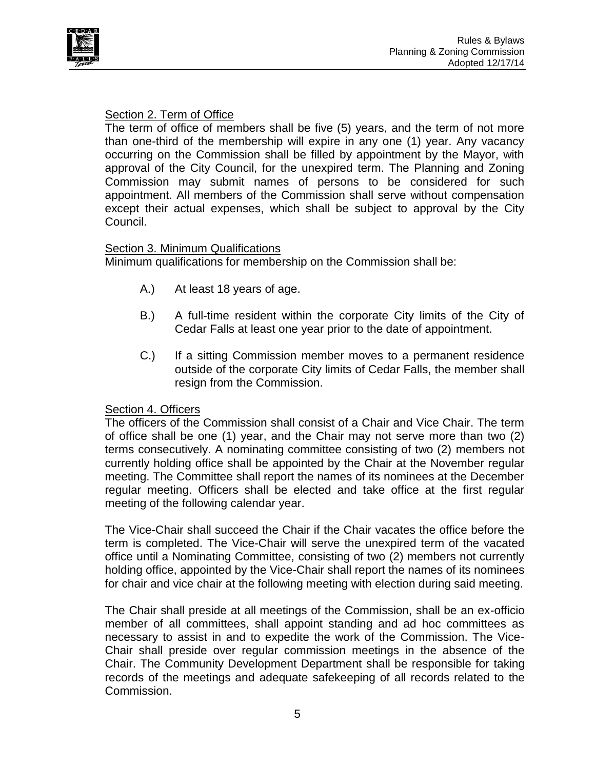Section 2. Term of Office

The term of office of members shall be five (5) years, and the term of not more than one-third of the membership will expire in any one (1) year. Any vacancy occurring on the Commission shall be filled by appointment by the Mayor, with approval of the City Council, for the unexpired term. The Planning and Zoning Commission may submit names of persons to be considered for such appointment. All members of the Commission shall serve without compensation except their actual expenses, which shall be subject to approval by the City Council.

Section 3. Minimum Qualifications

Minimum qualifications for membership on the Commission shall be:

A.) At least 18 years of age.

B.) A full-time resident within the corporate City limits of the City of Cedar Falls at least one year prior to the date of appointment.

C.) If a sitting Commission member moves to a permanent residence outside of the corporate City limits of Cedar Falls, the member shall resign from the Commission.

Section 4. Officers

The officers of the Commission shall consist of a Chair and Vice Chair. The term of office shall be one (1) year, and the Chair may not serve more than two (2) terms consecutively. A nominating committee consisting of two (2) members not currently holding office shall be appointed by the Chair at the November regular meeting. The Committee shall report the names of its nominees at the December regular meeting. Officers shall be elected and take office at the first regular meeting of the following calendar year.

The Vice-Chair shall succeed the Chair if the Chair vacates the office before the term is completed. The Vice-Chair will serve the unexpired term of the vacated office until a Nominating Committee, consisting of two (2) members not currently holding office, appointed by the Vice-Chair shall report the names of its nominees for chair and vice chair at the following meeting with election during said meeting.

The Chair shall preside at all meetings of the Commission, shall be an ex-officio member of all committees, shall appoint standing and ad hoc committees as necessary to assist in and to expedite the work of the Commission. The Vice-Chair shall preside over regular commission meetings in the absence of the Chair. The Community Development Department shall be responsible for taking records of the meetings and adequate safekeeping of all records related to the Commission.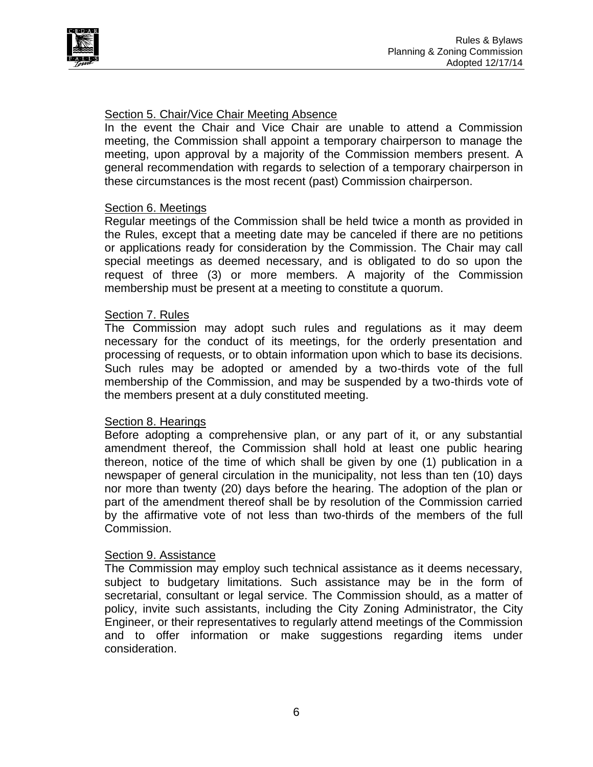Section 5. Chair/Vice Chair Meeting Absence

In the event the Chair and Vice Chair are unable to attend a Commission meeting, the Commission shall appoint a temporary chairperson to manage the meeting, upon approval by a majority of the Commission members present. A general recommendation with regards to selection of a temporary chairperson in these circumstances is the most recent (past) Commission chairperson.

Section 6. Meetings

Regular meetings of the Commission shall be held twice a month as provided in the Rules, except that a meeting date may be canceled if there are no petitions or applications ready for consideration by the Commission. The Chair may call special meetings as deemed necessary, and is obligated to do so upon the request of three (3) or more members. A majority of the Commission membership must be present at a meeting to constitute a quorum.

Section 7. Rules

The Commission may adopt such rules and regulations as it may deem necessary for the conduct of its meetings, for the orderly presentation and processing of requests, or to obtain information upon which to base its decisions. Such rules may be adopted or amended by a two-thirds vote of the full membership of the Commission, and may be suspended by a two-thirds vote of the members present at a duly constituted meeting.

Section 8. Hearings

Before adopting a comprehensive plan, or any part of it, or any substantial amendment thereof, the Commission shall hold at least one public hearing thereon, notice of the time of which shall be given by one (1) publication in a newspaper of general circulation in the municipality, not less than ten (10) days nor more than twenty (20) days before the hearing. The adoption of the plan or part of the amendment thereof shall be by resolution of the Commission carried by the affirmative vote of not less than two-thirds of the members of the full Commission.

Section 9. Assistance

The Commission may employ such technical assistance as it deems necessary, subject to budgetary limitations. Such assistance may be in the form of secretarial, consultant or legal service. The Commission should, as a matter of policy, invite such assistants, including the City Zoning Administrator, the City Engineer, or their representatives to regularly attend meetings of the Commission and to offer information or make suggestions regarding items under consideration.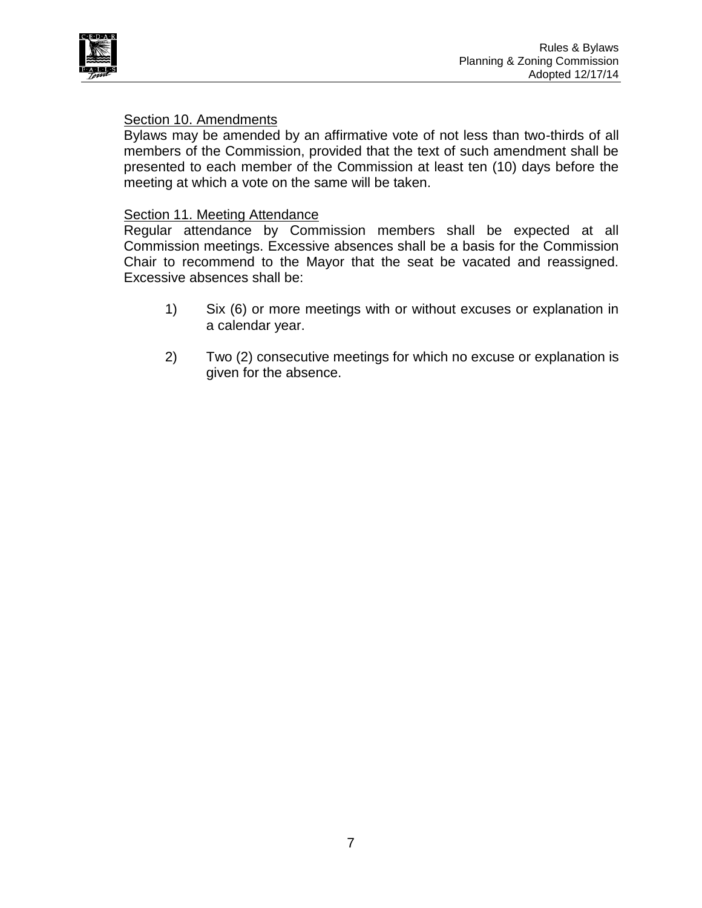Section 10. Amendments

Bylaws may be amended by an affirmative vote of not less than two-thirds of all members of the Commission, provided that the text of such amendment shall be presented to each member of the Commission at least ten (10) days before the meeting at which a vote on the same will be taken.

Section 11. Meeting Attendance

Regular attendance by Commission members shall be expected at all Commission meetings. Excessive absences shall be a basis for the Commission Chair to recommend to the Mayor that the seat be vacated and reassigned. Excessive absences shall be:

1) Six (6) or more meetings with or without excuses or explanation in a calendar year.

2) Two (2) consecutive meetings for which no excuse or explanation is given for the absence.